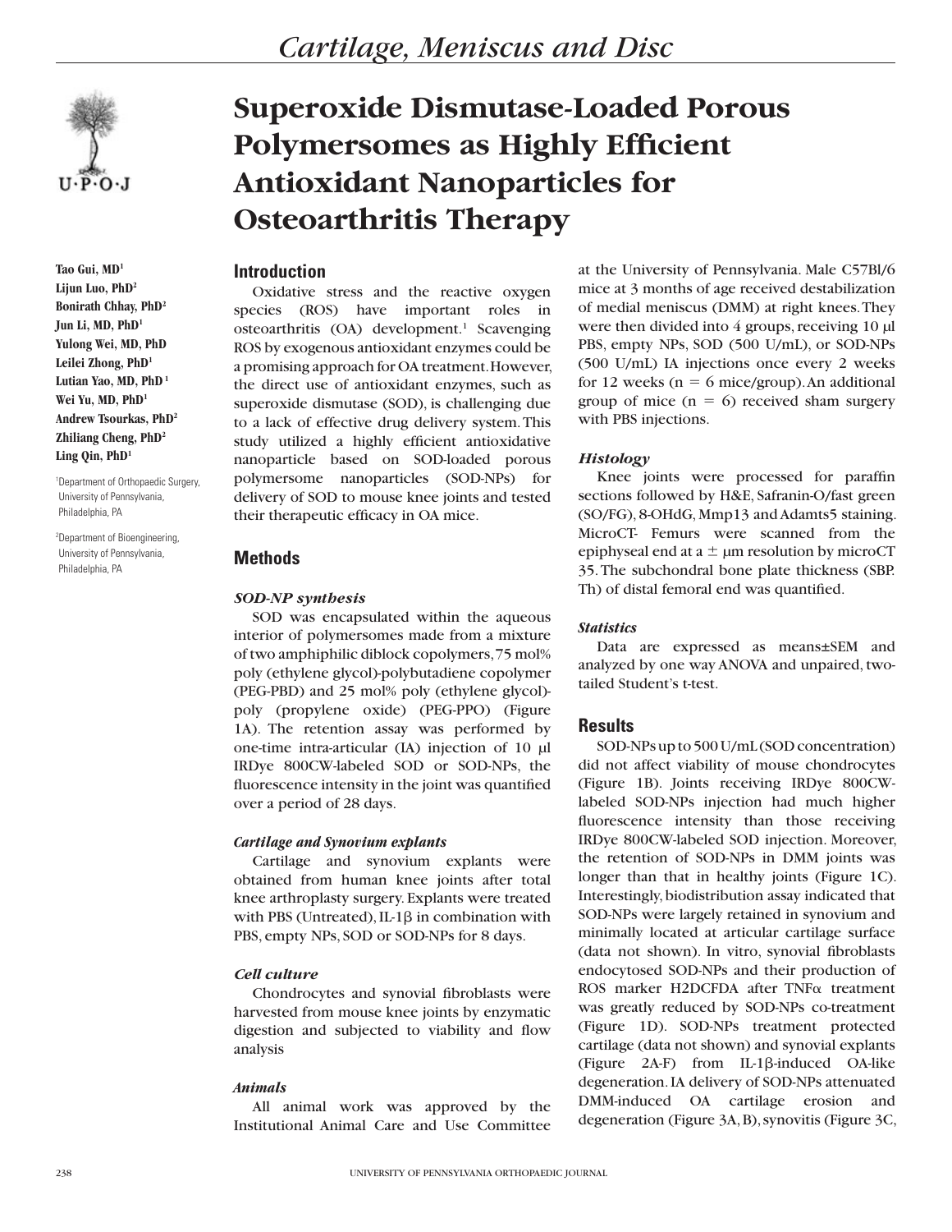# Superoxide Dismutase-Loaded Porous Polymersomes as Highly Efficient Antioxidant Nanoparticles for Osteoarthritis Therapy

**Tao Gui, MD[1]**
**Lijun Luo, PhD[2]**
**Bonirath Chhay, PhD[2]**
**Jun Li, MD, PhD[1]**
**Yulong Wei, MD, PhD**
**Leilei Zhong, PhD[1]**
**Lutian Yao, MD, PhD [1]**
**Wei Yu, MD, PhD[1]**
**Andrew Tsourkas, PhD[2]**
**Zhiliang Cheng, PhD[2]**
**Ling Qin, PhD[1]**

[1]Department of Orthopaedic Surgery, University of Pennsylvania, Philadelphia, PA

[2]Department of Bioengineering, University of Pennsylvania, Philadelphia, PA

## Introduction

Oxidative stress and the reactive oxygen species (ROS) have important roles in osteoarthritis (OA) development.[1] Scavenging ROS by exogenous antioxidant enzymes could be a promising approach for OA treatment. However, the direct use of antioxidant enzymes, such as superoxide dismutase (SOD), is challenging due to a lack of effective drug delivery system. This study utilized a highly efficient antioxidative nanoparticle based on SOD-loaded porous polymersome nanoparticles (SOD-NPs) for delivery of SOD to mouse knee joints and tested their therapeutic efficacy in OA mice.

## Methods

### *SOD-NP synthesis*

SOD was encapsulated within the aqueous interior of polymersomes made from a mixture of two amphiphilic diblock copolymers, 75 mol% poly (ethylene glycol)-polybutadiene copolymer (PEG-PBD) and 25 mol% poly (ethylene glycol)-poly (propylene oxide) (PEG-PPO) (Figure 1A). The retention assay was performed by one-time intra-articular (IA) injection of 10 µl IRDye 800CW-labeled SOD or SOD-NPs, the fluorescence intensity in the joint was quantified over a period of 28 days.

### *Cartilage and Synovium explants*

Cartilage and synovium explants were obtained from human knee joints after total knee arthroplasty surgery. Explants were treated with PBS (Untreated), IL-1β in combination with PBS, empty NPs, SOD or SOD-NPs for 8 days.

### *Cell culture*

Chondrocytes and synovial fibroblasts were harvested from mouse knee joints by enzymatic digestion and subjected to viability and flow analysis

### *Animals*

All animal work was approved by the Institutional Animal Care and Use Committee at the University of Pennsylvania. Male C57Bl/6 mice at 3 months of age received destabilization of medial meniscus (DMM) at right knees. They were then divided into 4 groups, receiving 10 µl PBS, empty NPs, SOD (500 U/mL), or SOD-NPs (500 U/mL) IA injections once every 2 weeks for 12 weeks ($n = 6$ mice/group). An additional group of mice ($n = 6$) received sham surgery with PBS injections.

### *Histology*

Knee joints were processed for paraffin sections followed by H&E, Safranin-O/fast green (SO/FG), 8-OHdG, Mmp13 and Adamts5 staining. MicroCT- Femurs were scanned from the epiphyseal end at a ± µm resolution by microCT 35. The subchondral bone plate thickness (SBP.Th) of distal femoral end was quantified.

### *Statistics*

Data are expressed as means±SEM and analyzed by one way ANOVA and unpaired, two-tailed Student's t-test.

## Results

SOD-NPs up to 500 U/mL (SOD concentration) did not affect viability of mouse chondrocytes (Figure 1B). Joints receiving IRDye 800CW-labeled SOD-NPs injection had much higher fluorescence intensity than those receiving IRDye 800CW-labeled SOD injection. Moreover, the retention of SOD-NPs in DMM joints was longer than that in healthy joints (Figure 1C). Interestingly, biodistribution assay indicated that SOD-NPs were largely retained in synovium and minimally located at articular cartilage surface (data not shown). In vitro, synovial fibroblasts endocytosed SOD-NPs and their production of ROS marker H2DCFDA after TNFα treatment was greatly reduced by SOD-NPs co-treatment (Figure 1D). SOD-NPs treatment protected cartilage (data not shown) and synovial explants (Figure 2A-F) from IL-1β-induced OA-like degeneration. IA delivery of SOD-NPs attenuated DMM-induced OA cartilage erosion and degeneration (Figure 3A, B), synovitis (Figure 3C,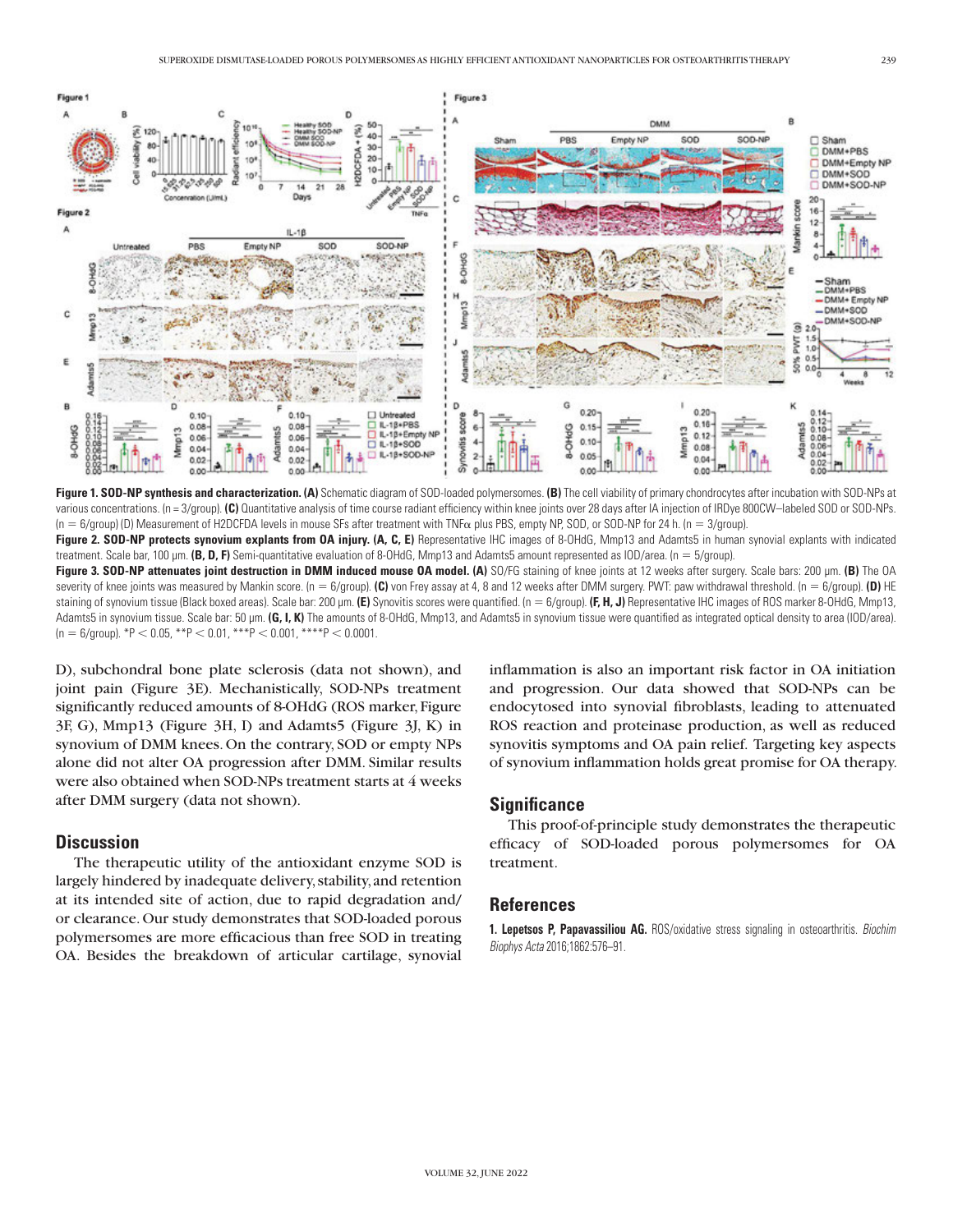**Figure 1. SOD-NP synthesis and characterization. (A)** Schematic diagram of SOD-loaded polymersomes. **(B)** The cell viability of primary chondrocytes after incubation with SOD-NPs at various concentrations. (n = 3/group). **(C)** Quantitative analysis of time course radiant efficiency within knee joints over 28 days after IA injection of IRDye 800CW–labeled SOD or SOD-NPs. (n = 6/group) (D) Measurement of H2DCFDA levels in mouse SFs after treatment with TNFα plus PBS, empty NP, SOD, or SOD-NP for 24 h. (n = 3/group).

**Figure 2. SOD-NP protects synovium explants from OA injury. (A, C, E)** Representative IHC images of 8-OHdG, Mmp13 and Adamts5 in human synovial explants with indicated treatment. Scale bar, 100 μm. **(B, D, F)** Semi-quantitative evaluation of 8-OHdG, Mmp13 and Adamts5 amount represented as IOD/area. (n = 5/group).

**Figure 3. SOD-NP attenuates joint destruction in DMM induced mouse OA model. (A)** SO/FG staining of knee joints at 12 weeks after surgery. Scale bars: 200 μm. **(B)** The OA severity of knee joints was measured by Mankin score. (n = 6/group). **(C)** von Frey assay at 4, 8 and 12 weeks after DMM surgery. PWT: paw withdrawal threshold. (n = 6/group). **(D)** HE staining of synovium tissue (Black boxed areas). Scale bar: 200 μm. **(E)** Synovitis scores were quantified. (n = 6/group). **(F, H, J)** Representative IHC images of ROS marker 8-OHdG, Mmp13, Adamts5 in synovium tissue. Scale bar: 50 μm. **(G, I, K)** The amounts of 8-OHdG, Mmp13, and Adamts5 in synovium tissue were quantified as integrated optical density to area (IOD/area). (n = 6/group). $^{*}P < 0.05$, $^{**}P < 0.01$, $^{***}P < 0.001$, $^{****}P < 0.0001$.

D), subchondral bone plate sclerosis (data not shown), and joint pain (Figure 3E). Mechanistically, SOD-NPs treatment significantly reduced amounts of 8-OHdG (ROS marker, Figure 3F, G), Mmp13 (Figure 3H, I) and Adamts5 (Figure 3J, K) in synovium of DMM knees. On the contrary, SOD or empty NPs alone did not alter OA progression after DMM. Similar results were also obtained when SOD-NPs treatment starts at 4 weeks after DMM surgery (data not shown).

## Discussion

The therapeutic utility of the antioxidant enzyme SOD is largely hindered by inadequate delivery, stability, and retention at its intended site of action, due to rapid degradation and/or clearance. Our study demonstrates that SOD-loaded porous polymersomes are more efficacious than free SOD in treating OA. Besides the breakdown of articular cartilage, synovial inflammation is also an important risk factor in OA initiation and progression. Our data showed that SOD-NPs can be endocytosed into synovial fibroblasts, leading to attenuated ROS reaction and proteinase production, as well as reduced synovitis symptoms and OA pain relief. Targeting key aspects of synovium inflammation holds great promise for OA therapy.

## Significance

This proof-of-principle study demonstrates the therapeutic efficacy of SOD-loaded porous polymersomes for OA treatment.

## References

1. **Lepetsos P, Papavassiliou AG.** ROS/oxidative stress signaling in osteoarthritis. *Biochim Biophys Acta* 2016;1862:576–91.